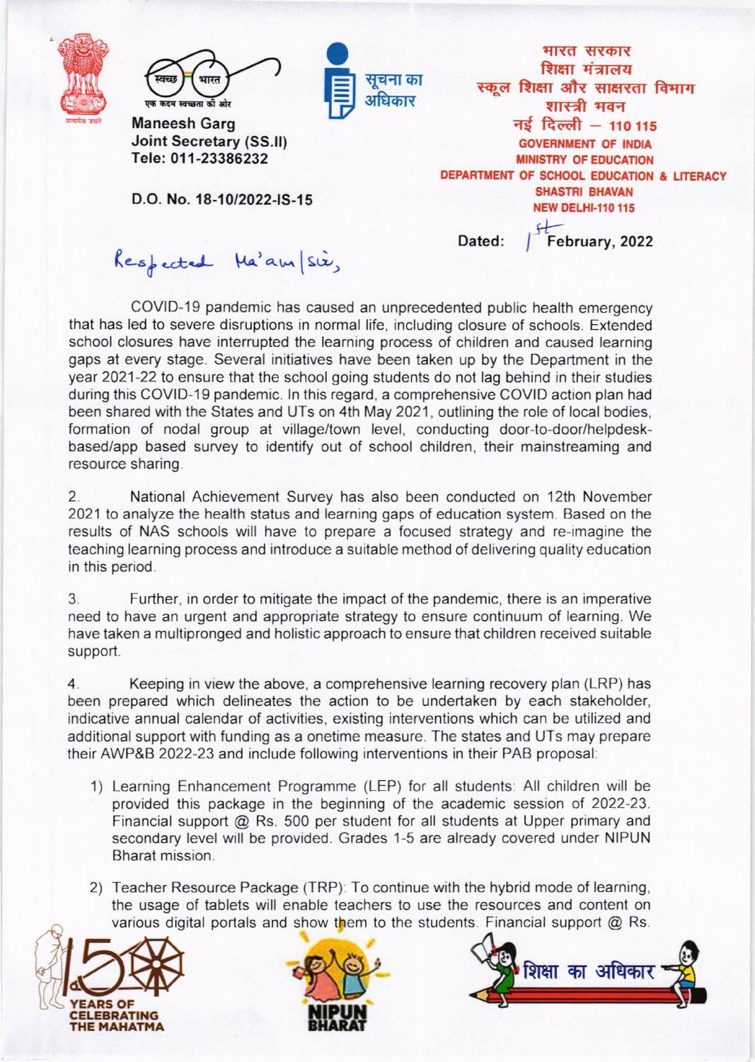**Maneesh Garg**
**Joint Secretary (SS.II)**
**Tele: 011-23386232**

**D.O. No. 18-10/2022-IS-15**

**भारत सरकार**
**शिक्षा मंत्रालय**
**स्कूल शिक्षा और साक्षरता विभाग**
**शास्त्री भवन**
**नई दिल्ली – 110 115**
**GOVERNMENT OF INDIA**
**MINISTRY OF EDUCATION**
**DEPARTMENT OF SCHOOL EDUCATION & LITERACY**
**SHASTRI BHAVAN**
**NEW DELHI-110 115**

**Dated: 1st February, 2022**

Respected Ma'am/Sir,

COVID-19 pandemic has caused an unprecedented public health emergency that has led to severe disruptions in normal life, including closure of schools. Extended school closures have interrupted the learning process of children and caused learning gaps at every stage. Several initiatives have been taken up by the Department in the year 2021-22 to ensure that the school going students do not lag behind in their studies during this COVID-19 pandemic. In this regard, a comprehensive COVID action plan had been shared with the States and UTs on 4th May 2021, outlining the role of local bodies, formation of nodal group at village/town level, conducting door-to-door/helpdesk-based/app based survey to identify out of school children, their mainstreaming and resource sharing.

2. National Achievement Survey has also been conducted on 12th November 2021 to analyze the health status and learning gaps of education system. Based on the results of NAS schools will have to prepare a focused strategy and re-imagine the teaching learning process and introduce a suitable method of delivering quality education in this period.

3. Further, in order to mitigate the impact of the pandemic, there is an imperative need to have an urgent and appropriate strategy to ensure continuum of learning. We have taken a multipronged and holistic approach to ensure that children received suitable support.

4. Keeping in view the above, a comprehensive learning recovery plan (LRP) has been prepared which delineates the action to be undertaken by each stakeholder, indicative annual calendar of activities, existing interventions which can be utilized and additional support with funding as a onetime measure. The states and UTs may prepare their AWP&B 2022-23 and include following interventions in their PAB proposal:

1) Learning Enhancement Programme (LEP) for all students: All children will be provided this package in the beginning of the academic session of 2022-23. Financial support @ Rs. 500 per student for all students at Upper primary and secondary level will be provided. Grades 1-5 are already covered under NIPUN Bharat mission.

2) Teacher Resource Package (TRP): To continue with the hybrid mode of learning, the usage of tablets will enable teachers to use the resources and content on various digital portals and show them to the students. Financial support @ Rs.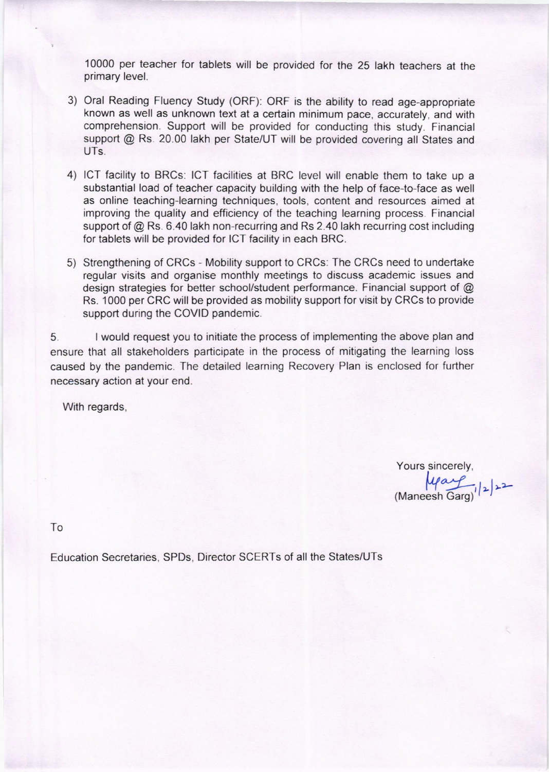10000 per teacher for tablets will be provided for the 25 lakh teachers at the primary level.

3) Oral Reading Fluency Study (ORF): ORF is the ability to read age-appropriate known as well as unknown text at a certain minimum pace, accurately, and with comprehension. Support will be provided for conducting this study. Financial support @ Rs. 20.00 lakh per State/UT will be provided covering all States and UTs.

4) ICT facility to BRCs: ICT facilities at BRC level will enable them to take up a substantial load of teacher capacity building with the help of face-to-face as well as online teaching-learning techniques, tools, content and resources aimed at improving the quality and efficiency of the teaching learning process. Financial support of @ Rs. 6.40 lakh non-recurring and Rs 2.40 lakh recurring cost including for tablets will be provided for ICT facility in each BRC.

5) Strengthening of CRCs - Mobility support to CRCs: The CRCs need to undertake regular visits and organise monthly meetings to discuss academic issues and design strategies for better school/student performance. Financial support of @ Rs. 1000 per CRC will be provided as mobility support for visit by CRCs to provide support during the COVID pandemic.

5. I would request you to initiate the process of implementing the above plan and ensure that all stakeholders participate in the process of mitigating the learning loss caused by the pandemic. The detailed learning Recovery Plan is enclosed for further necessary action at your end.

With regards,

Yours sincerely,

1/2/22

(Maneesh Garg)

To

Education Secretaries, SPDs, Director SCERTs of all the States/UTs